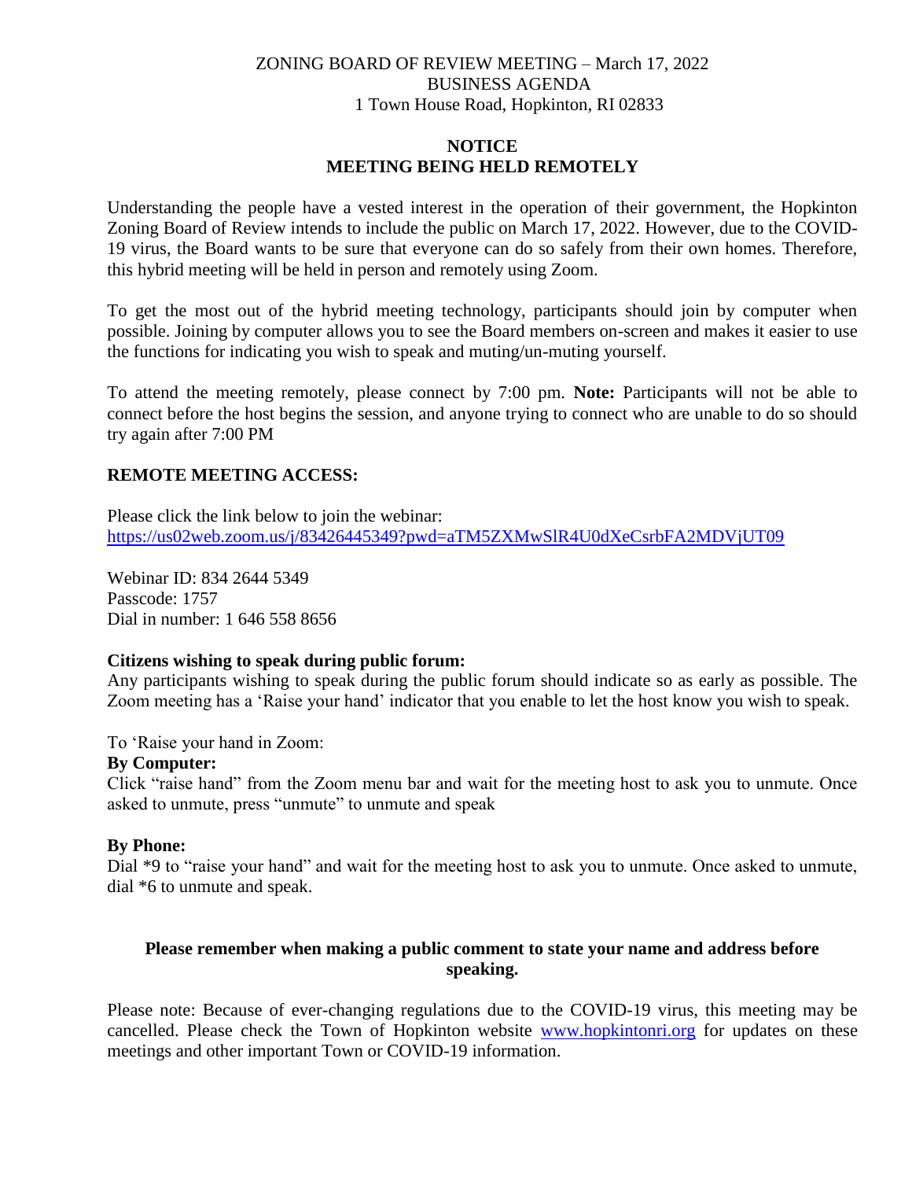ZONING BOARD OF REVIEW MEETING – March 17, 2022
BUSINESS AGENDA
1 Town House Road, Hopkinton, RI 02833

**NOTICE**
**MEETING BEING HELD REMOTELY**

Understanding the people have a vested interest in the operation of their government, the Hopkinton Zoning Board of Review intends to include the public on March 17, 2022. However, due to the COVID-19 virus, the Board wants to be sure that everyone can do so safely from their own homes. Therefore, this hybrid meeting will be held in person and remotely using Zoom.

To get the most out of the hybrid meeting technology, participants should join by computer when possible. Joining by computer allows you to see the Board members on-screen and makes it easier to use the functions for indicating you wish to speak and muting/un-muting yourself.

To attend the meeting remotely, please connect by 7:00 pm. **Note:** Participants will not be able to connect before the host begins the session, and anyone trying to connect who are unable to do so should try again after 7:00 PM

**REMOTE MEETING ACCESS:**

Please click the link below to join the webinar:
https://us02web.zoom.us/j/83426445349?pwd=aTM5ZXMwSlR4U0dXeCsrbFA2MDVjUT09

Webinar ID: 834 2644 5349
Passcode: 1757
Dial in number: 1 646 558 8656

**Citizens wishing to speak during public forum:**
Any participants wishing to speak during the public forum should indicate so as early as possible. The Zoom meeting has a 'Raise your hand' indicator that you enable to let the host know you wish to speak.

To 'Raise your hand in Zoom:

**By Computer:**
Click "raise hand" from the Zoom menu bar and wait for the meeting host to ask you to unmute. Once asked to unmute, press "unmute" to unmute and speak

**By Phone:**
Dial *9 to "raise your hand" and wait for the meeting host to ask you to unmute. Once asked to unmute, dial *6 to unmute and speak.

**Please remember when making a public comment to state your name and address before speaking.**

Please note: Because of ever-changing regulations due to the COVID-19 virus, this meeting may be cancelled. Please check the Town of Hopkinton website www.hopkintonri.org for updates on these meetings and other important Town or COVID-19 information.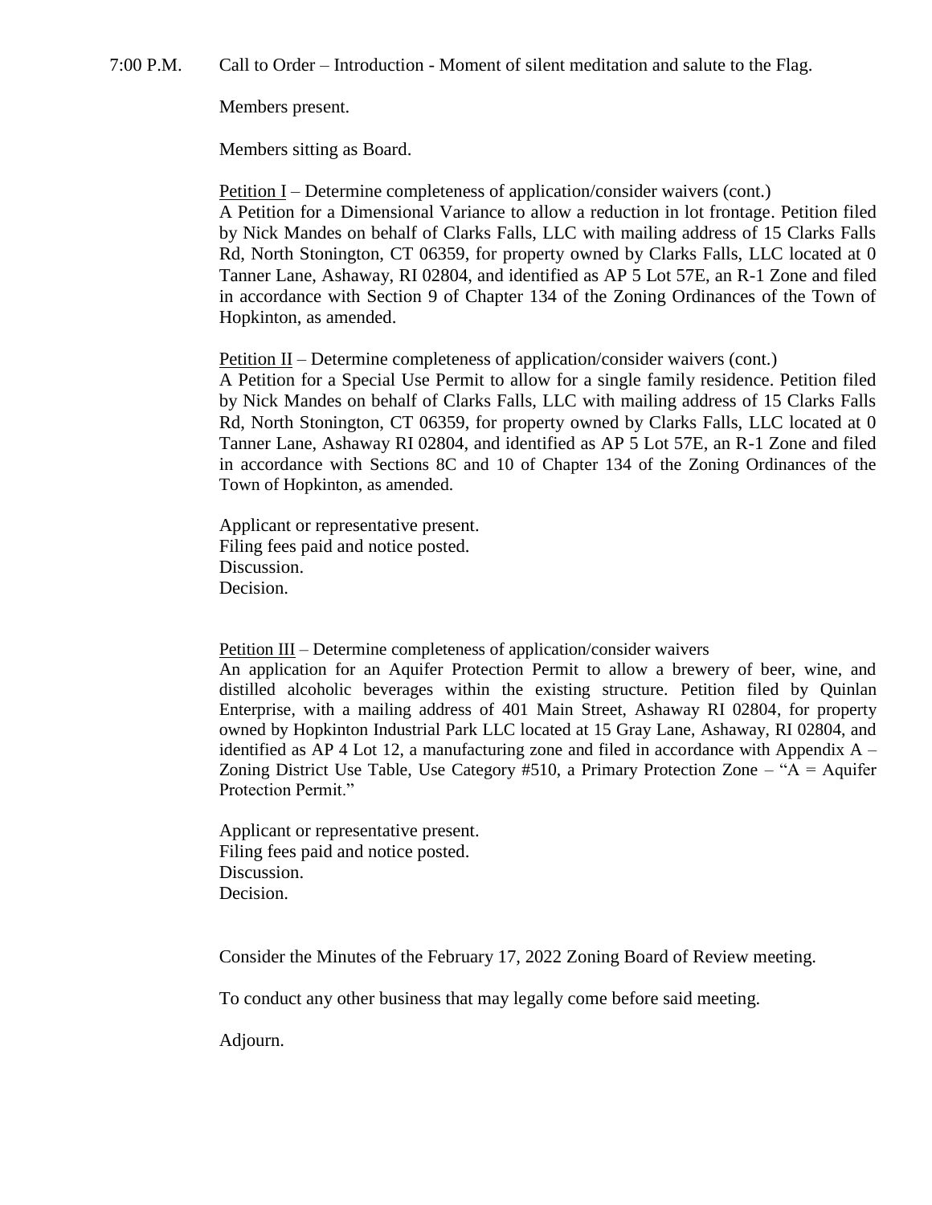7:00 P.M. Call to Order – Introduction - Moment of silent meditation and salute to the Flag.

Members present.

Members sitting as Board.

<u>Petition I</u> – Determine completeness of application/consider waivers (cont.)
A Petition for a Dimensional Variance to allow a reduction in lot frontage. Petition filed by Nick Mandes on behalf of Clarks Falls, LLC with mailing address of 15 Clarks Falls Rd, North Stonington, CT 06359, for property owned by Clarks Falls, LLC located at 0 Tanner Lane, Ashaway, RI 02804, and identified as AP 5 Lot 57E, an R-1 Zone and filed in accordance with Section 9 of Chapter 134 of the Zoning Ordinances of the Town of Hopkinton, as amended.

<u>Petition II</u> – Determine completeness of application/consider waivers (cont.)
A Petition for a Special Use Permit to allow for a single family residence. Petition filed by Nick Mandes on behalf of Clarks Falls, LLC with mailing address of 15 Clarks Falls Rd, North Stonington, CT 06359, for property owned by Clarks Falls, LLC located at 0 Tanner Lane, Ashaway RI 02804, and identified as AP 5 Lot 57E, an R-1 Zone and filed in accordance with Sections 8C and 10 of Chapter 134 of the Zoning Ordinances of the Town of Hopkinton, as amended.

Applicant or representative present.
Filing fees paid and notice posted.
Discussion.
Decision.

<u>Petition III</u> – Determine completeness of application/consider waivers
An application for an Aquifer Protection Permit to allow a brewery of beer, wine, and distilled alcoholic beverages within the existing structure. Petition filed by Quinlan Enterprise, with a mailing address of 401 Main Street, Ashaway RI 02804, for property owned by Hopkinton Industrial Park LLC located at 15 Gray Lane, Ashaway, RI 02804, and identified as AP 4 Lot 12, a manufacturing zone and filed in accordance with Appendix A – Zoning District Use Table, Use Category #510, a Primary Protection Zone – "A = Aquifer Protection Permit."

Applicant or representative present.
Filing fees paid and notice posted.
Discussion.
Decision.

Consider the Minutes of the February 17, 2022 Zoning Board of Review meeting.

To conduct any other business that may legally come before said meeting.

Adjourn.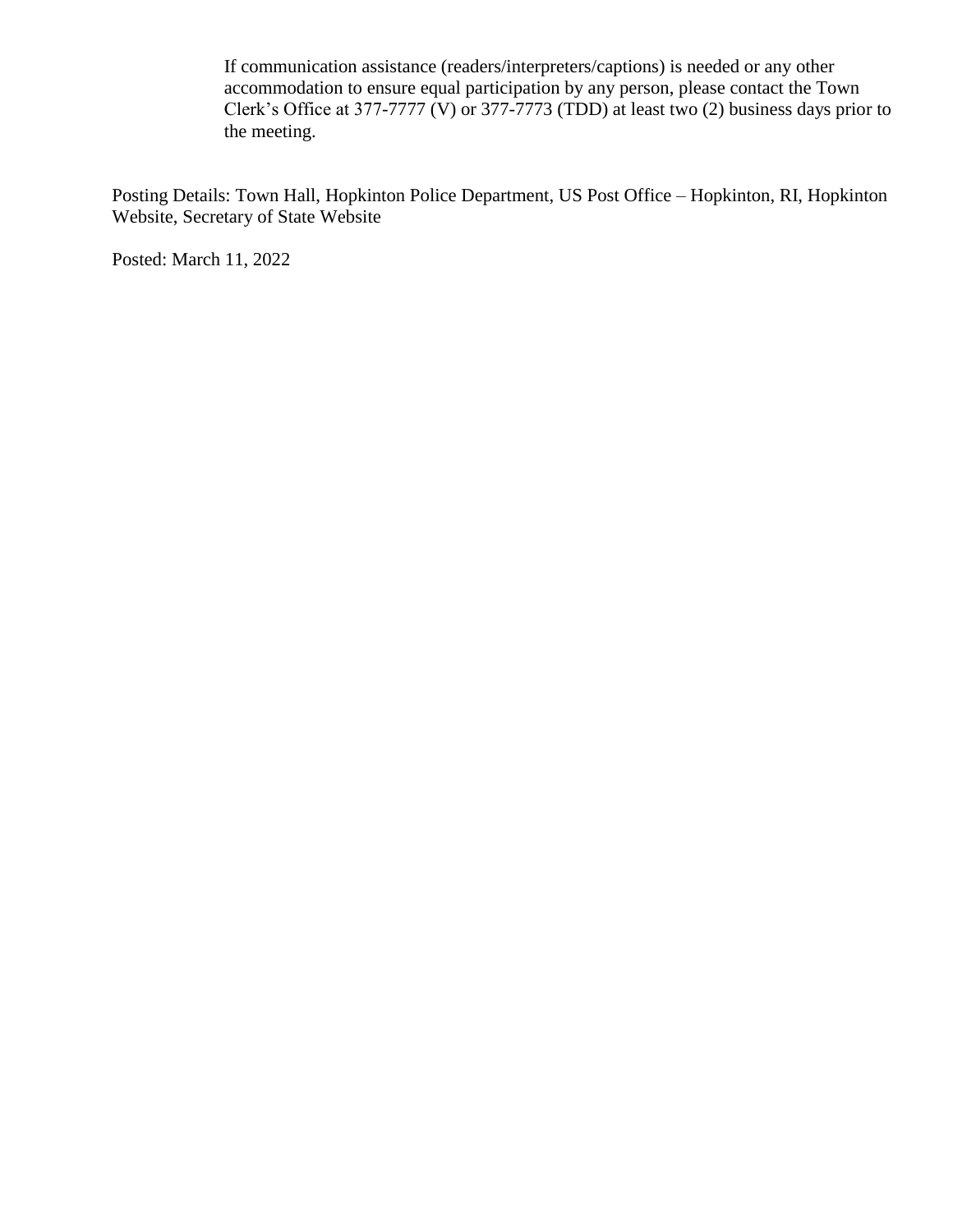If communication assistance (readers/interpreters/captions) is needed or any other accommodation to ensure equal participation by any person, please contact the Town Clerk's Office at 377-7777 (V) or 377-7773 (TDD) at least two (2) business days prior to the meeting.

Posting Details: Town Hall, Hopkinton Police Department, US Post Office – Hopkinton, RI, Hopkinton Website, Secretary of State Website

Posted: March 11, 2022